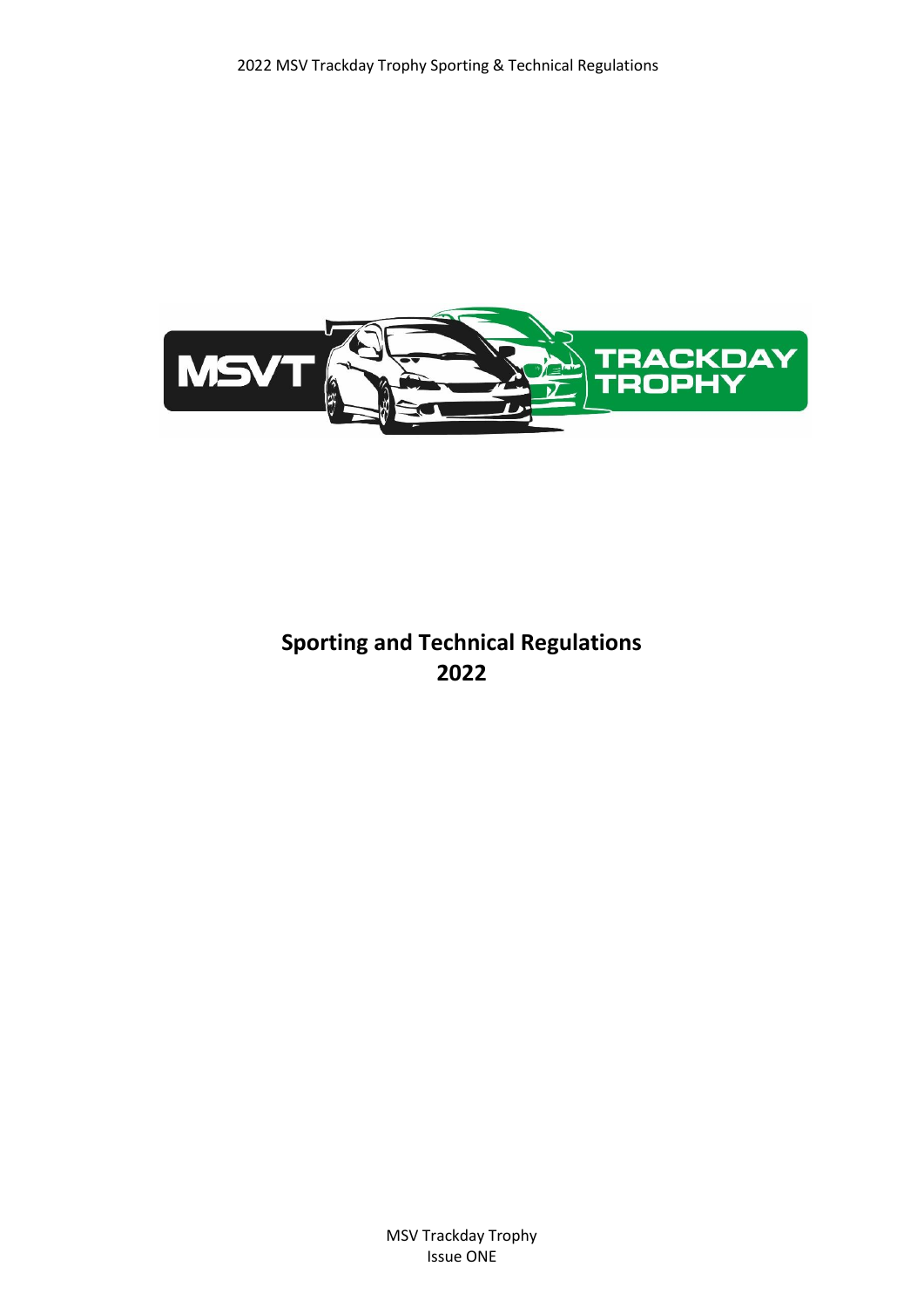# Sporting and Technical Regulations
# 2022

MSV Trackday Trophy
Issue ONE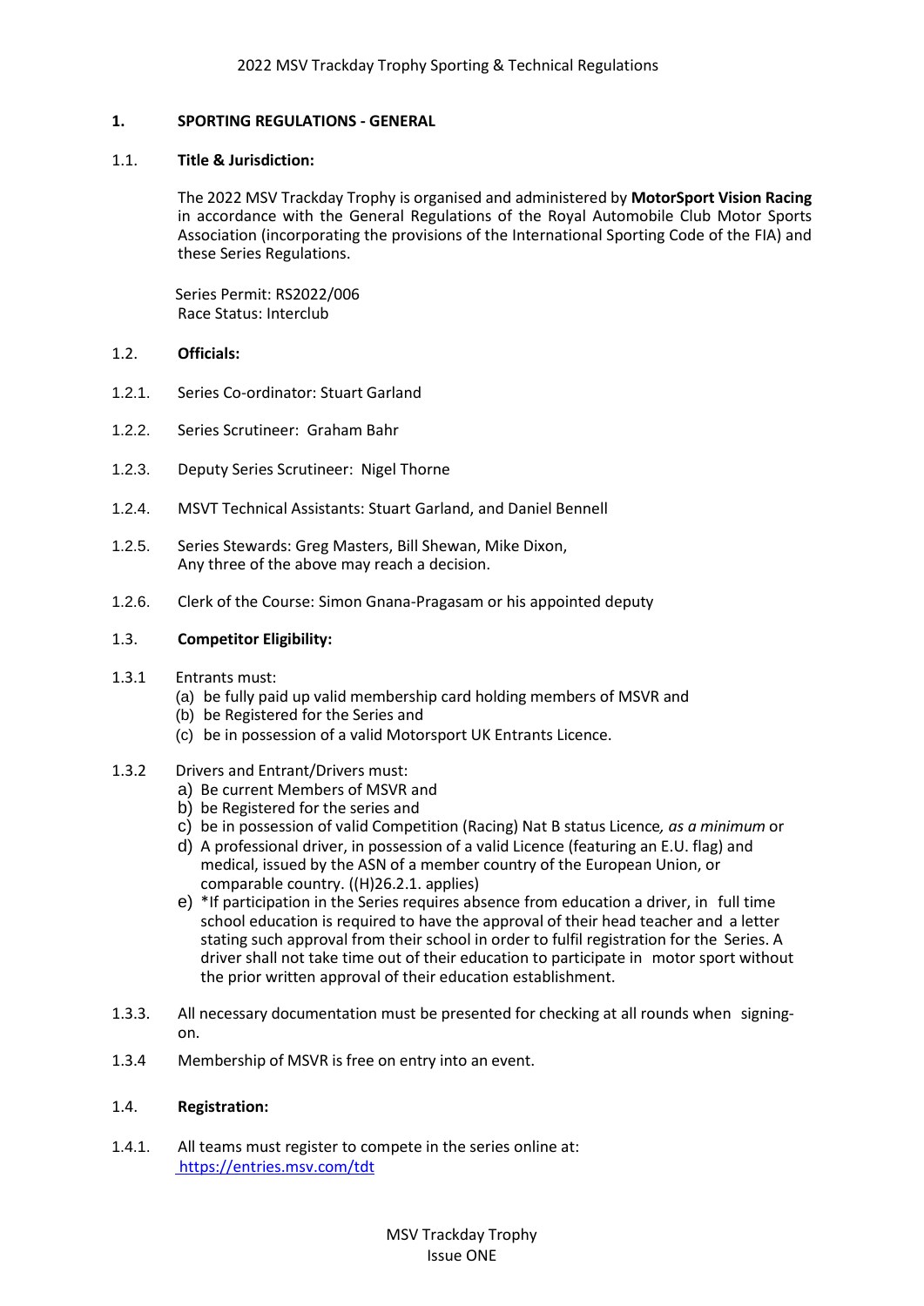## 1. SPORTING REGULATIONS - GENERAL

### 1.1. Title & Jurisdiction:

The 2022 MSV Trackday Trophy is organised and administered by **MotorSport Vision Racing** in accordance with the General Regulations of the Royal Automobile Club Motor Sports Association (incorporating the provisions of the International Sporting Code of the FIA) and these Series Regulations.

Series Permit: RS2022/006
Race Status: Interclub

### 1.2. Officials:

1.2.1. Series Co-ordinator: Stuart Garland

1.2.2. Series Scrutineer: Graham Bahr

1.2.3. Deputy Series Scrutineer: Nigel Thorne

1.2.4. MSVT Technical Assistants: Stuart Garland, and Daniel Bennell

1.2.5. Series Stewards: Greg Masters, Bill Shewan, Mike Dixon,
Any three of the above may reach a decision.

1.2.6. Clerk of the Course: Simon Gnana-Pragasam or his appointed deputy

### 1.3. Competitor Eligibility:

1.3.1 Entrants must:
(a) be fully paid up valid membership card holding members of MSVR and
(b) be Registered for the Series and
(c) be in possession of a valid Motorsport UK Entrants Licence.

1.3.2 Drivers and Entrant/Drivers must:
a) Be current Members of MSVR and
b) be Registered for the series and
c) be in possession of valid Competition (Racing) Nat B status Licence*, as a minimum* or
d) A professional driver, in possession of a valid Licence (featuring an E.U. flag) and medical, issued by the ASN of a member country of the European Union, or comparable country. ((H)26.2.1. applies)
e) *If participation in the Series requires absence from education a driver, in full time school education is required to have the approval of their head teacher and a letter stating such approval from their school in order to fulfil registration for the Series. A driver shall not take time out of their education to participate in motor sport without the prior written approval of their education establishment.

1.3.3. All necessary documentation must be presented for checking at all rounds when signing-on.

1.3.4 Membership of MSVR is free on entry into an event.

### 1.4. Registration:

1.4.1. All teams must register to compete in the series online at:
https://entries.msv.com/tdt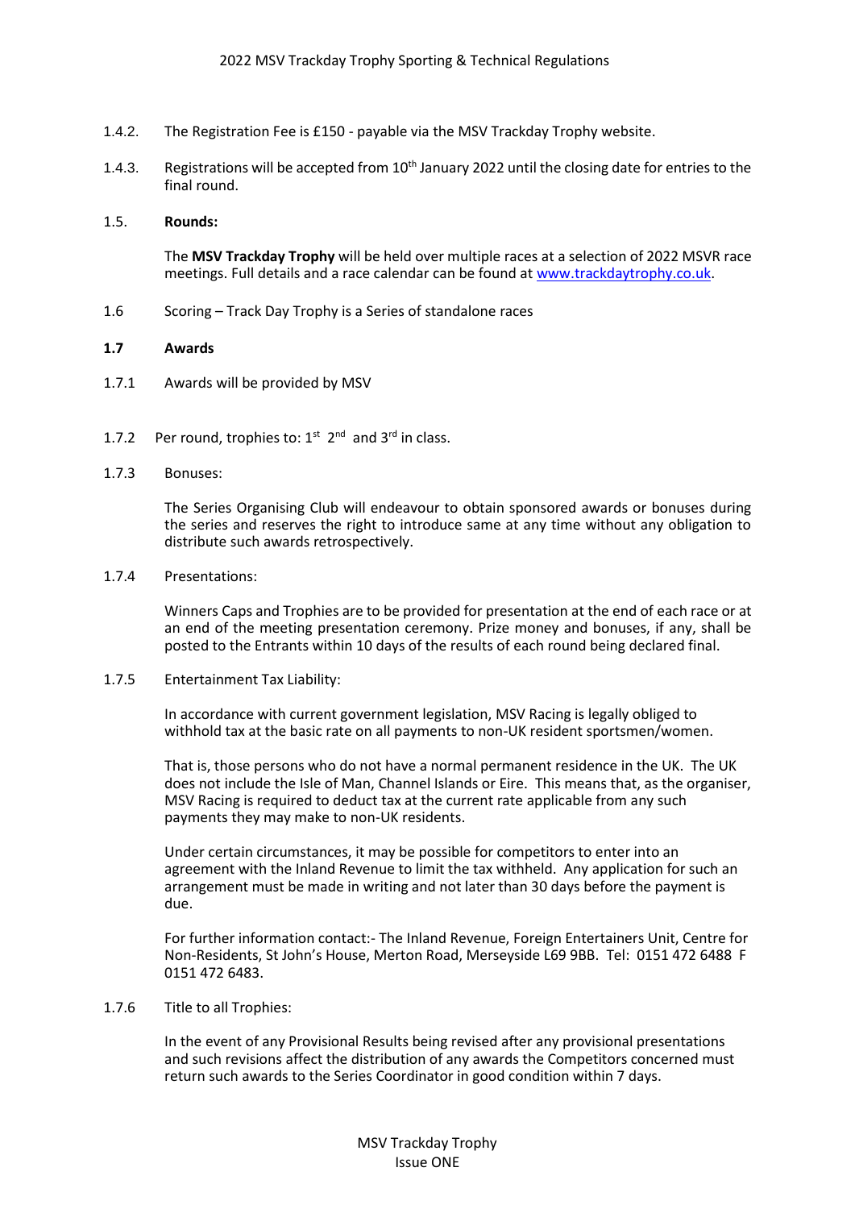1.4.2. The Registration Fee is £150 - payable via the MSV Trackday Trophy website.

1.4.3. Registrations will be accepted from 10th January 2022 until the closing date for entries to the final round.

1.5. **Rounds:**

The **MSV Trackday Trophy** will be held over multiple races at a selection of 2022 MSVR race meetings. Full details and a race calendar can be found at [www.trackdaytrophy.co.uk](www.trackdaytrophy.co.uk).

1.6 Scoring – Track Day Trophy is a Series of standalone races

**1.7 Awards**

1.7.1 Awards will be provided by MSV

1.7.2 Per round, trophies to: 1st 2nd and 3rd in class.

1.7.3 Bonuses:

The Series Organising Club will endeavour to obtain sponsored awards or bonuses during the series and reserves the right to introduce same at any time without any obligation to distribute such awards retrospectively.

1.7.4 Presentations:

Winners Caps and Trophies are to be provided for presentation at the end of each race or at an end of the meeting presentation ceremony. Prize money and bonuses, if any, shall be posted to the Entrants within 10 days of the results of each round being declared final.

1.7.5 Entertainment Tax Liability:

In accordance with current government legislation, MSV Racing is legally obliged to withhold tax at the basic rate on all payments to non-UK resident sportsmen/women.

That is, those persons who do not have a normal permanent residence in the UK. The UK does not include the Isle of Man, Channel Islands or Eire. This means that, as the organiser, MSV Racing is required to deduct tax at the current rate applicable from any such payments they may make to non-UK residents.

Under certain circumstances, it may be possible for competitors to enter into an agreement with the Inland Revenue to limit the tax withheld. Any application for such an arrangement must be made in writing and not later than 30 days before the payment is due.

For further information contact:- The Inland Revenue, Foreign Entertainers Unit, Centre for Non-Residents, St John's House, Merton Road, Merseyside L69 9BB. Tel: 0151 472 6488 F 0151 472 6483.

1.7.6 Title to all Trophies:

In the event of any Provisional Results being revised after any provisional presentations and such revisions affect the distribution of any awards the Competitors concerned must return such awards to the Series Coordinator in good condition within 7 days.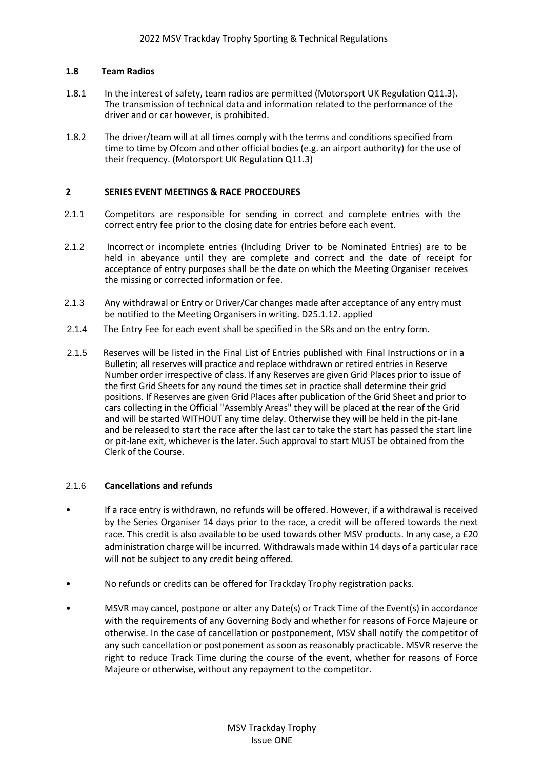### 1.8 Team Radios

1.8.1 In the interest of safety, team radios are permitted (Motorsport UK Regulation Q11.3). The transmission of technical data and information related to the performance of the driver and or car however, is prohibited.

1.8.2 The driver/team will at all times comply with the terms and conditions specified from time to time by Ofcom and other official bodies (e.g. an airport authority) for the use of their frequency. (Motorsport UK Regulation Q11.3)

## 2 SERIES EVENT MEETINGS & RACE PROCEDURES

2.1.1 Competitors are responsible for sending in correct and complete entries with the correct entry fee prior to the closing date for entries before each event.

2.1.2 Incorrect or incomplete entries (Including Driver to be Nominated Entries) are to be held in abeyance until they are complete and correct and the date of receipt for acceptance of entry purposes shall be the date on which the Meeting Organiser receives the missing or corrected information or fee.

2.1.3 Any withdrawal or Entry or Driver/Car changes made after acceptance of any entry must be notified to the Meeting Organisers in writing. D25.1.12. applied

2.1.4 The Entry Fee for each event shall be specified in the SRs and on the entry form.

2.1.5 Reserves will be listed in the Final List of Entries published with Final Instructions or in a Bulletin; all reserves will practice and replace withdrawn or retired entries in Reserve Number order irrespective of class. If any Reserves are given Grid Places prior to issue of the first Grid Sheets for any round the times set in practice shall determine their grid positions. If Reserves are given Grid Places after publication of the Grid Sheet and prior to cars collecting in the Official "Assembly Areas" they will be placed at the rear of the Grid and will be started WITHOUT any time delay. Otherwise they will be held in the pit-lane and be released to start the race after the last car to take the start has passed the start line or pit-lane exit, whichever is the later. Such approval to start MUST be obtained from the Clerk of the Course.

2.1.6 **Cancellations and refunds**

- If a race entry is withdrawn, no refunds will be offered. However, if a withdrawal is received by the Series Organiser 14 days prior to the race, a credit will be offered towards the next race. This credit is also available to be used towards other MSV products. In any case, a £20 administration charge will be incurred. Withdrawals made within 14 days of a particular race will not be subject to any credit being offered.

- No refunds or credits can be offered for Trackday Trophy registration packs.

- MSVR may cancel, postpone or alter any Date(s) or Track Time of the Event(s) in accordance with the requirements of any Governing Body and whether for reasons of Force Majeure or otherwise. In the case of cancellation or postponement, MSV shall notify the competitor of any such cancellation or postponement as soon as reasonably practicable. MSVR reserve the right to reduce Track Time during the course of the event, whether for reasons of Force Majeure or otherwise, without any repayment to the competitor.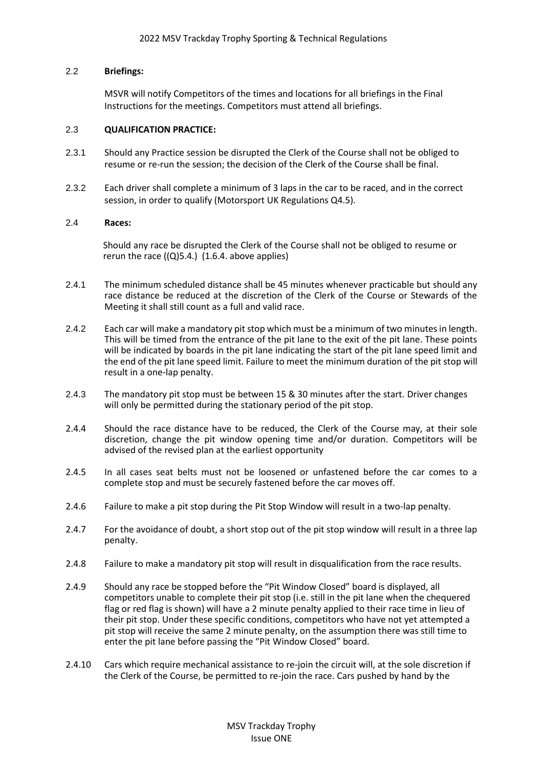### 2.2 **Briefings:**

MSVR will notify Competitors of the times and locations for all briefings in the Final Instructions for the meetings. Competitors must attend all briefings.

### 2.3 **QUALIFICATION PRACTICE:**

2.3.1 Should any Practice session be disrupted the Clerk of the Course shall not be obliged to resume or re-run the session; the decision of the Clerk of the Course shall be final.

2.3.2 Each driver shall complete a minimum of 3 laps in the car to be raced, and in the correct session, in order to qualify (Motorsport UK Regulations Q4.5).

### 2.4 **Races:**

Should any race be disrupted the Clerk of the Course shall not be obliged to resume or rerun the race ((Q)5.4.) (1.6.4. above applies)

2.4.1 The minimum scheduled distance shall be 45 minutes whenever practicable but should any race distance be reduced at the discretion of the Clerk of the Course or Stewards of the Meeting it shall still count as a full and valid race.

2.4.2 Each car will make a mandatory pit stop which must be a minimum of two minutes in length. This will be timed from the entrance of the pit lane to the exit of the pit lane. These points will be indicated by boards in the pit lane indicating the start of the pit lane speed limit and the end of the pit lane speed limit. Failure to meet the minimum duration of the pit stop will result in a one-lap penalty.

2.4.3 The mandatory pit stop must be between 15 & 30 minutes after the start. Driver changes will only be permitted during the stationary period of the pit stop.

2.4.4 Should the race distance have to be reduced, the Clerk of the Course may, at their sole discretion, change the pit window opening time and/or duration. Competitors will be advised of the revised plan at the earliest opportunity

2.4.5 In all cases seat belts must not be loosened or unfastened before the car comes to a complete stop and must be securely fastened before the car moves off.

2.4.6 Failure to make a pit stop during the Pit Stop Window will result in a two-lap penalty.

2.4.7 For the avoidance of doubt, a short stop out of the pit stop window will result in a three lap penalty.

2.4.8 Failure to make a mandatory pit stop will result in disqualification from the race results.

2.4.9 Should any race be stopped before the "Pit Window Closed" board is displayed, all competitors unable to complete their pit stop (i.e. still in the pit lane when the chequered flag or red flag is shown) will have a 2 minute penalty applied to their race time in lieu of their pit stop. Under these specific conditions, competitors who have not yet attempted a pit stop will receive the same 2 minute penalty, on the assumption there was still time to enter the pit lane before passing the "Pit Window Closed" board.

2.4.10 Cars which require mechanical assistance to re-join the circuit will, at the sole discretion if the Clerk of the Course, be permitted to re-join the race. Cars pushed by hand by the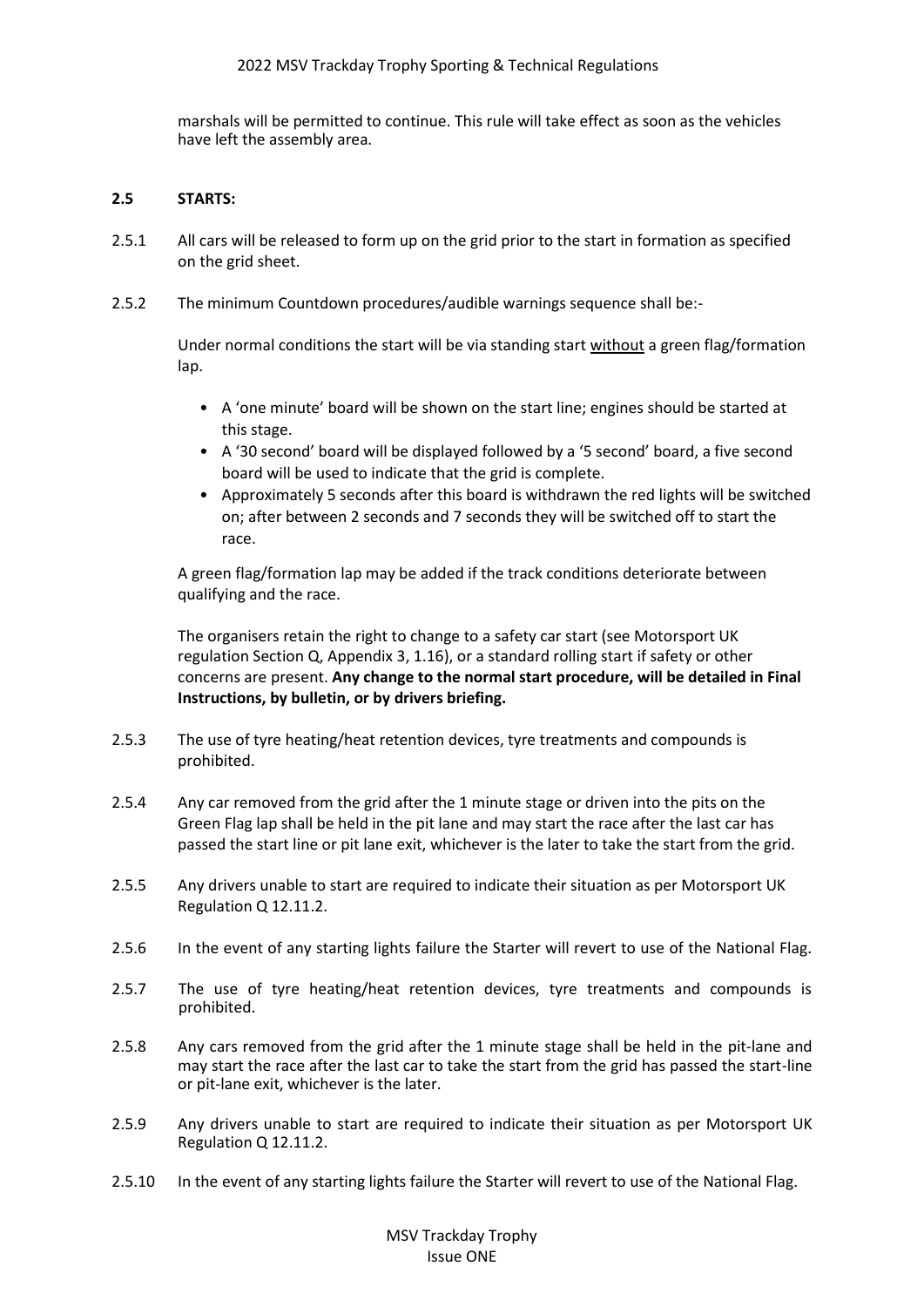marshals will be permitted to continue. This rule will take effect as soon as the vehicles have left the assembly area.

**2.5 STARTS:**

2.5.1 All cars will be released to form up on the grid prior to the start in formation as specified on the grid sheet.

2.5.2 The minimum Countdown procedures/audible warnings sequence shall be:-

Under normal conditions the start will be via standing start without a green flag/formation lap.

- A 'one minute' board will be shown on the start line; engines should be started at this stage.
- A '30 second' board will be displayed followed by a '5 second' board, a five second board will be used to indicate that the grid is complete.
- Approximately 5 seconds after this board is withdrawn the red lights will be switched on; after between 2 seconds and 7 seconds they will be switched off to start the race.

A green flag/formation lap may be added if the track conditions deteriorate between qualifying and the race.

The organisers retain the right to change to a safety car start (see Motorsport UK regulation Section Q, Appendix 3, 1.16), or a standard rolling start if safety or other concerns are present. **Any change to the normal start procedure, will be detailed in Final Instructions, by bulletin, or by drivers briefing.**

2.5.3 The use of tyre heating/heat retention devices, tyre treatments and compounds is prohibited.

2.5.4 Any car removed from the grid after the 1 minute stage or driven into the pits on the Green Flag lap shall be held in the pit lane and may start the race after the last car has passed the start line or pit lane exit, whichever is the later to take the start from the grid.

2.5.5 Any drivers unable to start are required to indicate their situation as per Motorsport UK Regulation Q 12.11.2.

2.5.6 In the event of any starting lights failure the Starter will revert to use of the National Flag.

2.5.7 The use of tyre heating/heat retention devices, tyre treatments and compounds is prohibited.

2.5.8 Any cars removed from the grid after the 1 minute stage shall be held in the pit-lane and may start the race after the last car to take the start from the grid has passed the start-line or pit-lane exit, whichever is the later.

2.5.9 Any drivers unable to start are required to indicate their situation as per Motorsport UK Regulation Q 12.11.2.

2.5.10 In the event of any starting lights failure the Starter will revert to use of the National Flag.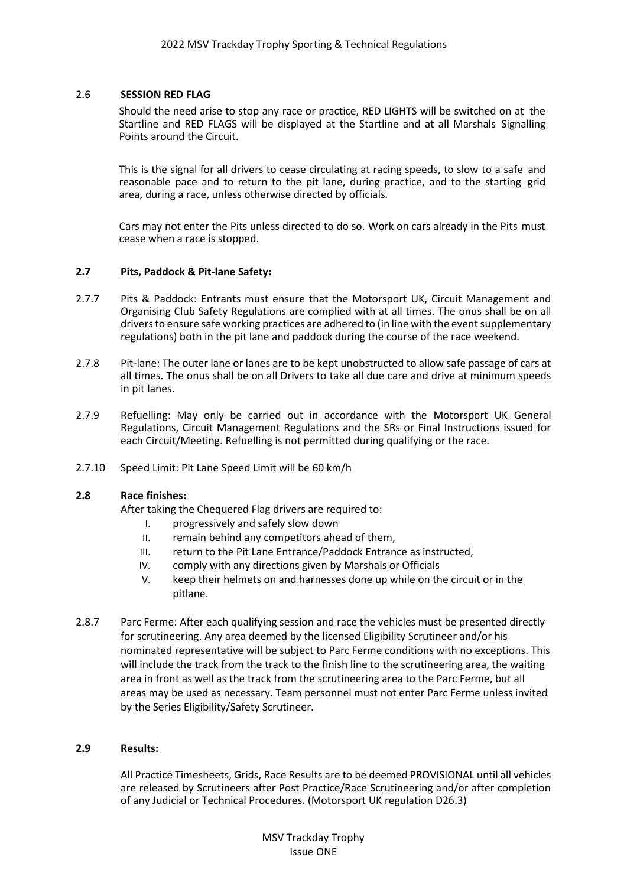### 2.6 SESSION RED FLAG

Should the need arise to stop any race or practice, RED LIGHTS will be switched on at the Startline and RED FLAGS will be displayed at the Startline and at all Marshals Signalling Points around the Circuit.

This is the signal for all drivers to cease circulating at racing speeds, to slow to a safe and reasonable pace and to return to the pit lane, during practice, and to the starting grid area, during a race, unless otherwise directed by officials.

Cars may not enter the Pits unless directed to do so. Work on cars already in the Pits must cease when a race is stopped.

### 2.7 Pits, Paddock & Pit-lane Safety:

2.7.7 Pits & Paddock: Entrants must ensure that the Motorsport UK, Circuit Management and Organising Club Safety Regulations are complied with at all times. The onus shall be on all drivers to ensure safe working practices are adhered to (in line with the event supplementary regulations) both in the pit lane and paddock during the course of the race weekend.

2.7.8 Pit-lane: The outer lane or lanes are to be kept unobstructed to allow safe passage of cars at all times. The onus shall be on all Drivers to take all due care and drive at minimum speeds in pit lanes.

2.7.9 Refuelling: May only be carried out in accordance with the Motorsport UK General Regulations, Circuit Management Regulations and the SRs or Final Instructions issued for each Circuit/Meeting. Refuelling is not permitted during qualifying or the race.

2.7.10 Speed Limit: Pit Lane Speed Limit will be 60 km/h

### 2.8 Race finishes:

After taking the Chequered Flag drivers are required to:

I. progressively and safely slow down
II. remain behind any competitors ahead of them,
III. return to the Pit Lane Entrance/Paddock Entrance as instructed,
IV. comply with any directions given by Marshals or Officials
V. keep their helmets on and harnesses done up while on the circuit or in the pitlane.

2.8.7 Parc Ferme: After each qualifying session and race the vehicles must be presented directly for scrutineering. Any area deemed by the licensed Eligibility Scrutineer and/or his nominated representative will be subject to Parc Ferme conditions with no exceptions. This will include the track from the track to the finish line to the scrutineering area, the waiting area in front as well as the track from the scrutineering area to the Parc Ferme, but all areas may be used as necessary. Team personnel must not enter Parc Ferme unless invited by the Series Eligibility/Safety Scrutineer.

### 2.9 Results:

All Practice Timesheets, Grids, Race Results are to be deemed PROVISIONAL until all vehicles are released by Scrutineers after Post Practice/Race Scrutineering and/or after completion of any Judicial or Technical Procedures. (Motorsport UK regulation D26.3)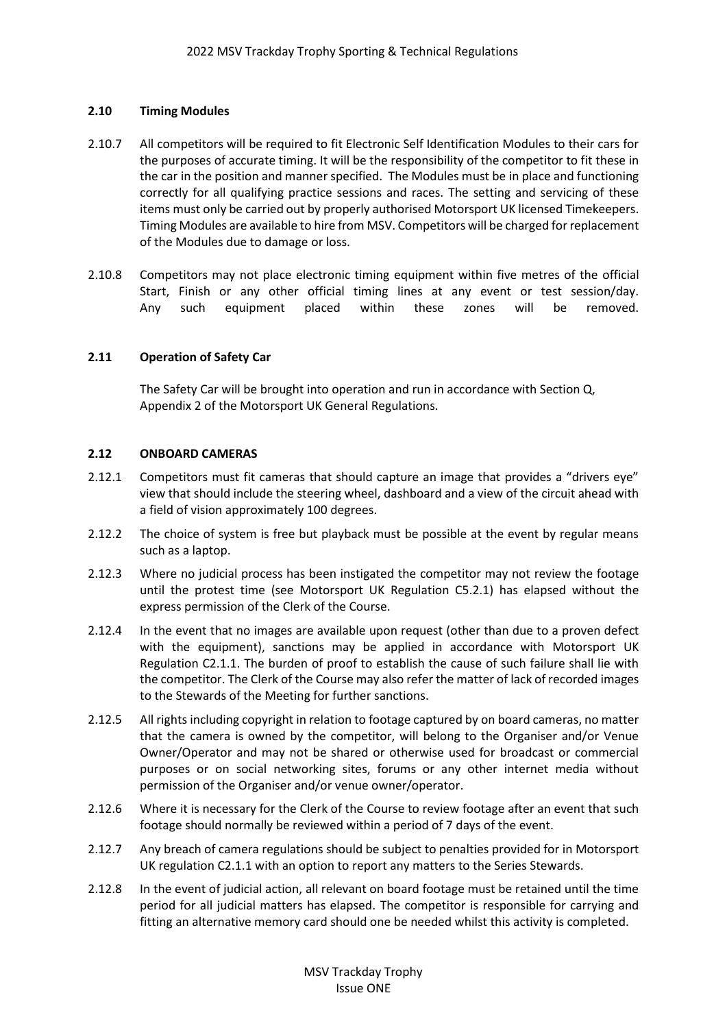### 2.10 Timing Modules

2.10.7 All competitors will be required to fit Electronic Self Identification Modules to their cars for the purposes of accurate timing. It will be the responsibility of the competitor to fit these in the car in the position and manner specified. The Modules must be in place and functioning correctly for all qualifying practice sessions and races. The setting and servicing of these items must only be carried out by properly authorised Motorsport UK licensed Timekeepers. Timing Modules are available to hire from MSV. Competitors will be charged for replacement of the Modules due to damage or loss.

2.10.8 Competitors may not place electronic timing equipment within five metres of the official Start, Finish or any other official timing lines at any event or test session/day. Any such equipment placed within these zones will be removed.

### 2.11 Operation of Safety Car

The Safety Car will be brought into operation and run in accordance with Section Q, Appendix 2 of the Motorsport UK General Regulations.

### 2.12 ONBOARD CAMERAS

2.12.1 Competitors must fit cameras that should capture an image that provides a "drivers eye" view that should include the steering wheel, dashboard and a view of the circuit ahead with a field of vision approximately 100 degrees.

2.12.2 The choice of system is free but playback must be possible at the event by regular means such as a laptop.

2.12.3 Where no judicial process has been instigated the competitor may not review the footage until the protest time (see Motorsport UK Regulation C5.2.1) has elapsed without the express permission of the Clerk of the Course.

2.12.4 In the event that no images are available upon request (other than due to a proven defect with the equipment), sanctions may be applied in accordance with Motorsport UK Regulation C2.1.1. The burden of proof to establish the cause of such failure shall lie with the competitor. The Clerk of the Course may also refer the matter of lack of recorded images to the Stewards of the Meeting for further sanctions.

2.12.5 All rights including copyright in relation to footage captured by on board cameras, no matter that the camera is owned by the competitor, will belong to the Organiser and/or Venue Owner/Operator and may not be shared or otherwise used for broadcast or commercial purposes or on social networking sites, forums or any other internet media without permission of the Organiser and/or venue owner/operator.

2.12.6 Where it is necessary for the Clerk of the Course to review footage after an event that such footage should normally be reviewed within a period of 7 days of the event.

2.12.7 Any breach of camera regulations should be subject to penalties provided for in Motorsport UK regulation C2.1.1 with an option to report any matters to the Series Stewards.

2.12.8 In the event of judicial action, all relevant on board footage must be retained until the time period for all judicial matters has elapsed. The competitor is responsible for carrying and fitting an alternative memory card should one be needed whilst this activity is completed.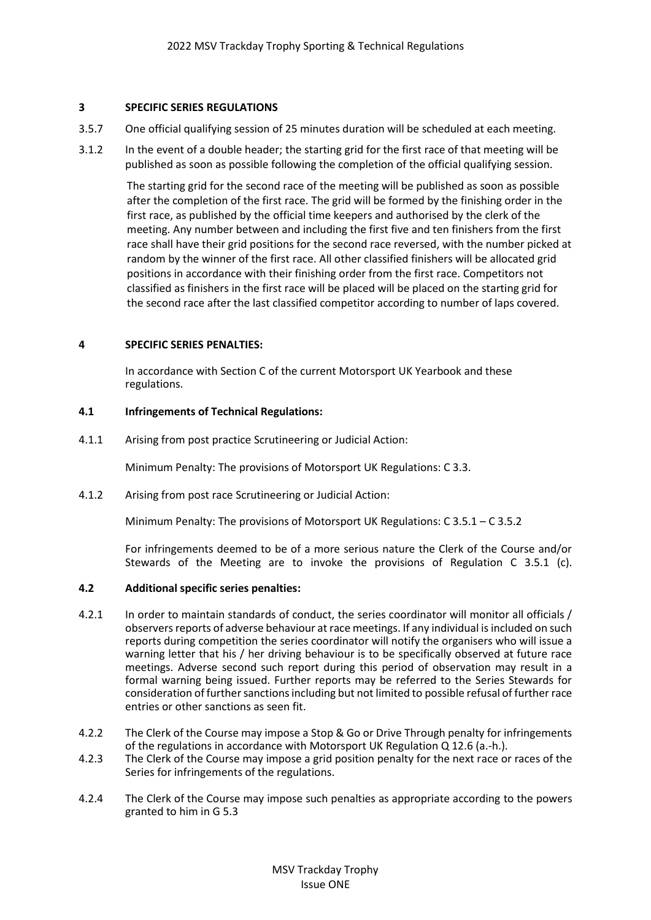## 3 SPECIFIC SERIES REGULATIONS

3.5.7 One official qualifying session of 25 minutes duration will be scheduled at each meeting.

3.1.2 In the event of a double header; the starting grid for the first race of that meeting will be published as soon as possible following the completion of the official qualifying session.

The starting grid for the second race of the meeting will be published as soon as possible after the completion of the first race. The grid will be formed by the finishing order in the first race, as published by the official time keepers and authorised by the clerk of the meeting. Any number between and including the first five and ten finishers from the first race shall have their grid positions for the second race reversed, with the number picked at random by the winner of the first race. All other classified finishers will be allocated grid positions in accordance with their finishing order from the first race. Competitors not classified as finishers in the first race will be placed will be placed on the starting grid for the second race after the last classified competitor according to number of laps covered.

## 4 SPECIFIC SERIES PENALTIES:

In accordance with Section C of the current Motorsport UK Yearbook and these regulations.

### 4.1 Infringements of Technical Regulations:

4.1.1 Arising from post practice Scrutineering or Judicial Action:

Minimum Penalty: The provisions of Motorsport UK Regulations: C 3.3.

4.1.2 Arising from post race Scrutineering or Judicial Action:

Minimum Penalty: The provisions of Motorsport UK Regulations: C 3.5.1 – C 3.5.2

For infringements deemed to be of a more serious nature the Clerk of the Course and/or Stewards of the Meeting are to invoke the provisions of Regulation C 3.5.1 (c).

### 4.2 Additional specific series penalties:

4.2.1 In order to maintain standards of conduct, the series coordinator will monitor all officials / observers reports of adverse behaviour at race meetings. If any individual is included on such reports during competition the series coordinator will notify the organisers who will issue a warning letter that his / her driving behaviour is to be specifically observed at future race meetings. Adverse second such report during this period of observation may result in a formal warning being issued. Further reports may be referred to the Series Stewards for consideration of further sanctions including but not limited to possible refusal of further race entries or other sanctions as seen fit.

4.2.2 The Clerk of the Course may impose a Stop & Go or Drive Through penalty for infringements of the regulations in accordance with Motorsport UK Regulation Q 12.6 (a.-h.).

4.2.3 The Clerk of the Course may impose a grid position penalty for the next race or races of the Series for infringements of the regulations.

4.2.4 The Clerk of the Course may impose such penalties as appropriate according to the powers granted to him in G 5.3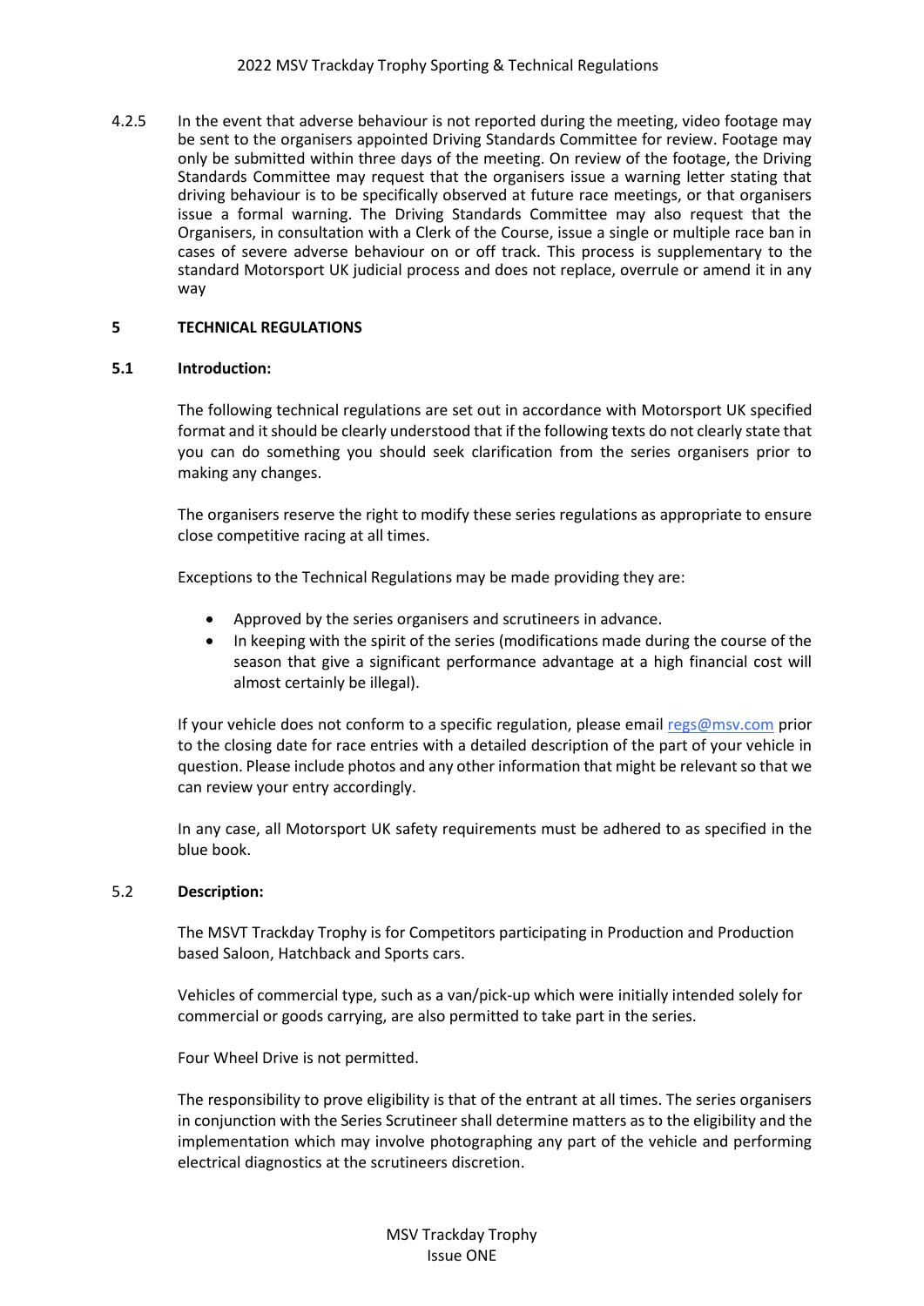4.2.5 In the event that adverse behaviour is not reported during the meeting, video footage may be sent to the organisers appointed Driving Standards Committee for review. Footage may only be submitted within three days of the meeting. On review of the footage, the Driving Standards Committee may request that the organisers issue a warning letter stating that driving behaviour is to be specifically observed at future race meetings, or that organisers issue a formal warning. The Driving Standards Committee may also request that the Organisers, in consultation with a Clerk of the Course, issue a single or multiple race ban in cases of severe adverse behaviour on or off track. This process is supplementary to the standard Motorsport UK judicial process and does not replace, overrule or amend it in any way

## 5 TECHNICAL REGULATIONS

### 5.1 Introduction:

The following technical regulations are set out in accordance with Motorsport UK specified format and it should be clearly understood that if the following texts do not clearly state that you can do something you should seek clarification from the series organisers prior to making any changes.

The organisers reserve the right to modify these series regulations as appropriate to ensure close competitive racing at all times.

Exceptions to the Technical Regulations may be made providing they are:

- Approved by the series organisers and scrutineers in advance.
- In keeping with the spirit of the series (modifications made during the course of the season that give a significant performance advantage at a high financial cost will almost certainly be illegal).

If your vehicle does not conform to a specific regulation, please email regs@msv.com prior to the closing date for race entries with a detailed description of the part of your vehicle in question. Please include photos and any other information that might be relevant so that we can review your entry accordingly.

In any case, all Motorsport UK safety requirements must be adhered to as specified in the blue book.

### 5.2 Description:

The MSVT Trackday Trophy is for Competitors participating in Production and Production based Saloon, Hatchback and Sports cars.

Vehicles of commercial type, such as a van/pick-up which were initially intended solely for commercial or goods carrying, are also permitted to take part in the series.

Four Wheel Drive is not permitted.

The responsibility to prove eligibility is that of the entrant at all times. The series organisers in conjunction with the Series Scrutineer shall determine matters as to the eligibility and the implementation which may involve photographing any part of the vehicle and performing electrical diagnostics at the scrutineers discretion.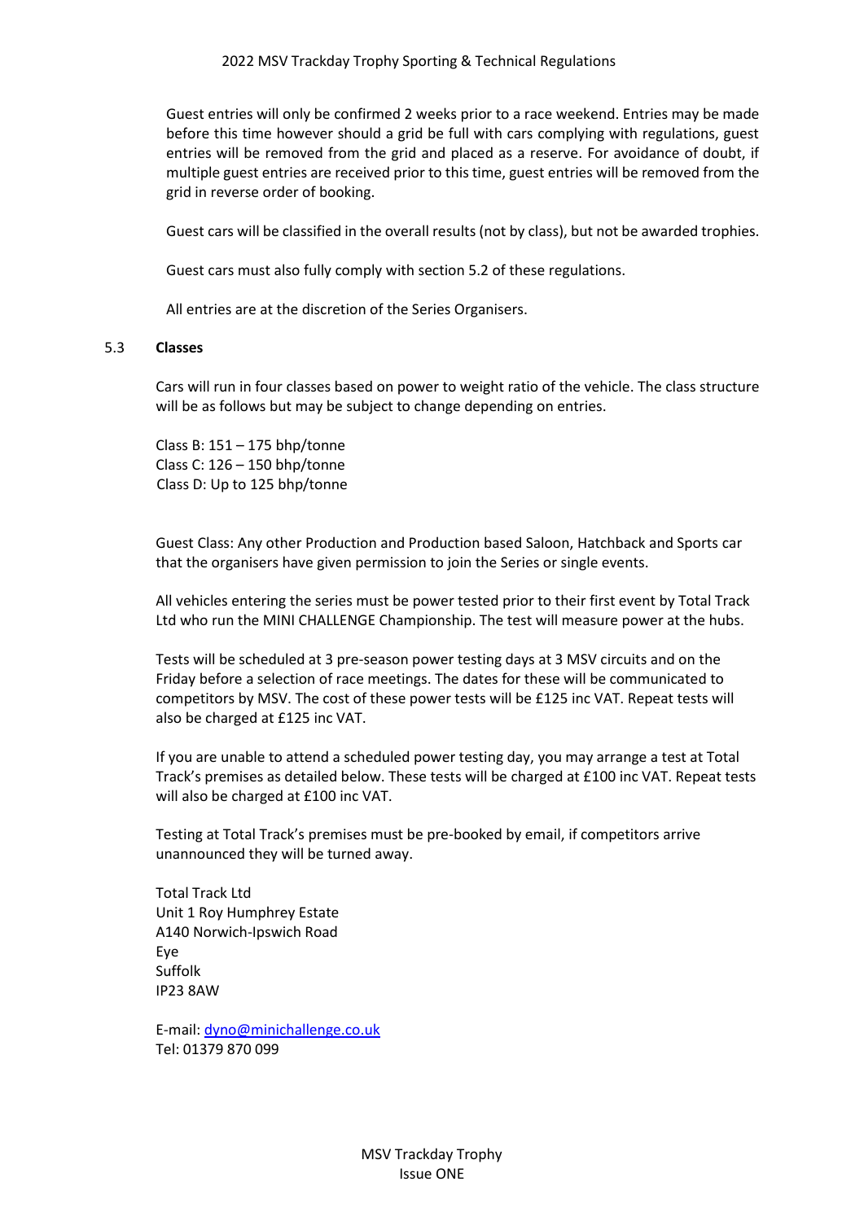Guest entries will only be confirmed 2 weeks prior to a race weekend. Entries may be made before this time however should a grid be full with cars complying with regulations, guest entries will be removed from the grid and placed as a reserve. For avoidance of doubt, if multiple guest entries are received prior to this time, guest entries will be removed from the grid in reverse order of booking.

Guest cars will be classified in the overall results (not by class), but not be awarded trophies.

Guest cars must also fully comply with section 5.2 of these regulations.

All entries are at the discretion of the Series Organisers.

### 5.3 Classes

Cars will run in four classes based on power to weight ratio of the vehicle. The class structure will be as follows but may be subject to change depending on entries.

Class B: 151 – 175 bhp/tonne
Class C: 126 – 150 bhp/tonne
Class D: Up to 125 bhp/tonne

Guest Class: Any other Production and Production based Saloon, Hatchback and Sports car that the organisers have given permission to join the Series or single events.

All vehicles entering the series must be power tested prior to their first event by Total Track Ltd who run the MINI CHALLENGE Championship. The test will measure power at the hubs.

Tests will be scheduled at 3 pre-season power testing days at 3 MSV circuits and on the Friday before a selection of race meetings. The dates for these will be communicated to competitors by MSV. The cost of these power tests will be £125 inc VAT. Repeat tests will also be charged at £125 inc VAT.

If you are unable to attend a scheduled power testing day, you may arrange a test at Total Track's premises as detailed below. These tests will be charged at £100 inc VAT. Repeat tests will also be charged at £100 inc VAT.

Testing at Total Track's premises must be pre-booked by email, if competitors arrive unannounced they will be turned away.

Total Track Ltd
Unit 1 Roy Humphrey Estate
A140 Norwich-Ipswich Road
Eye
Suffolk
IP23 8AW

E-mail: dyno@minichallenge.co.uk
Tel: 01379 870 099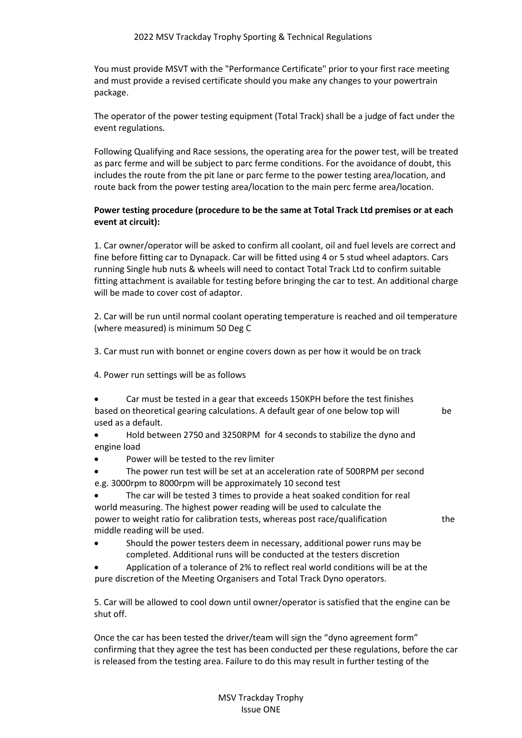You must provide MSVT with the "Performance Certificate" prior to your first race meeting and must provide a revised certificate should you make any changes to your powertrain package.

The operator of the power testing equipment (Total Track) shall be a judge of fact under the event regulations.

Following Qualifying and Race sessions, the operating area for the power test, will be treated as parc ferme and will be subject to parc ferme conditions. For the avoidance of doubt, this includes the route from the pit lane or parc ferme to the power testing area/location, and route back from the power testing area/location to the main perc ferme area/location.

**Power testing procedure (procedure to be the same at Total Track Ltd premises or at each event at circuit):**

1. Car owner/operator will be asked to confirm all coolant, oil and fuel levels are correct and fine before fitting car to Dynapack. Car will be fitted using 4 or 5 stud wheel adaptors. Cars running Single hub nuts & wheels will need to contact Total Track Ltd to confirm suitable fitting attachment is available for testing before bringing the car to test. An additional charge will be made to cover cost of adaptor.

2. Car will be run until normal coolant operating temperature is reached and oil temperature (where measured) is minimum 50 Deg C

3. Car must run with bonnet or engine covers down as per how it would be on track

4. Power run settings will be as follows

- Car must be tested in a gear that exceeds 150KPH before the test finishes based on theoretical gearing calculations. A default gear of one below top will be used as a default.
- Hold between 2750 and 3250RPM for 4 seconds to stabilize the dyno and engine load
- Power will be tested to the rev limiter
- The power run test will be set at an acceleration rate of 500RPM per second e.g. 3000rpm to 8000rpm will be approximately 10 second test
- The car will be tested 3 times to provide a heat soaked condition for real world measuring. The highest power reading will be used to calculate the power to weight ratio for calibration tests, whereas post race/qualification the middle reading will be used.
- Should the power testers deem in necessary, additional power runs may be completed. Additional runs will be conducted at the testers discretion
- Application of a tolerance of 2% to reflect real world conditions will be at the pure discretion of the Meeting Organisers and Total Track Dyno operators.

5. Car will be allowed to cool down until owner/operator is satisfied that the engine can be shut off.

Once the car has been tested the driver/team will sign the "dyno agreement form" confirming that they agree the test has been conducted per these regulations, before the car is released from the testing area. Failure to do this may result in further testing of the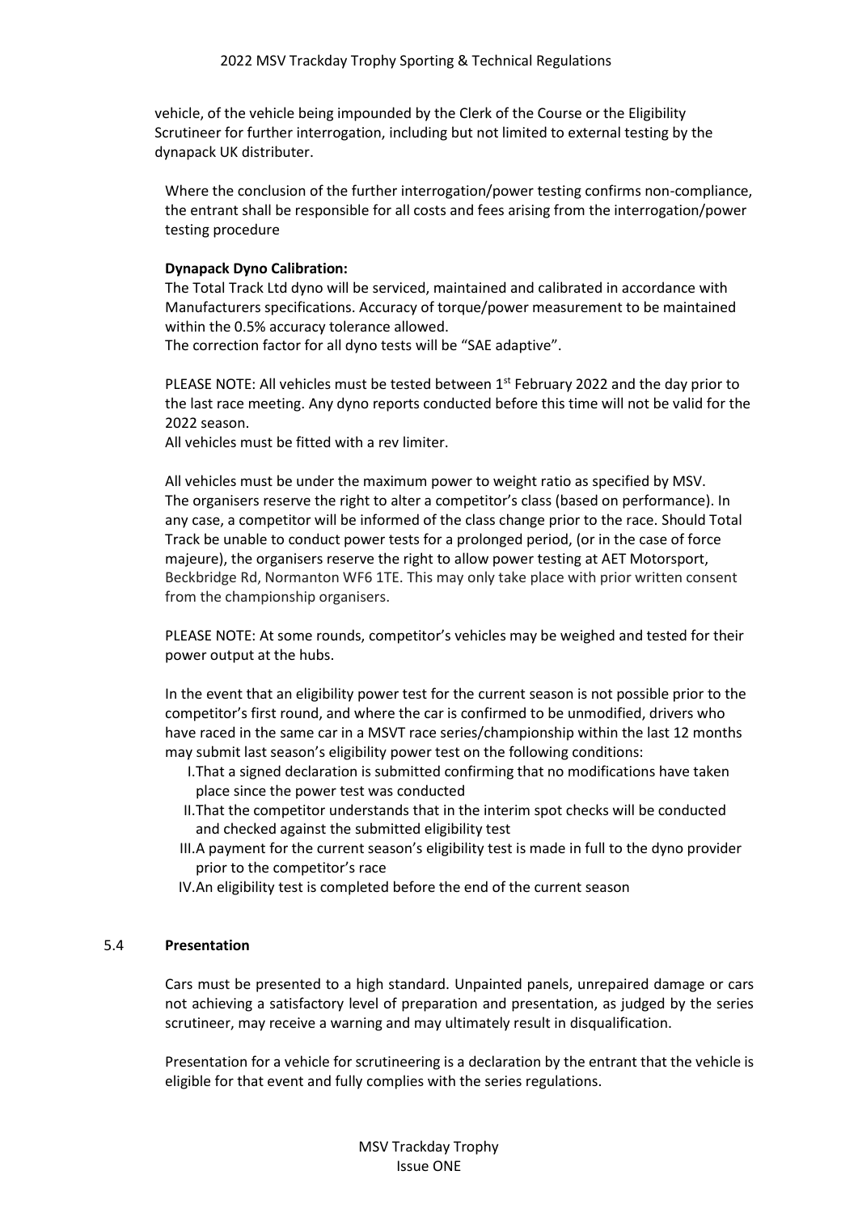vehicle, of the vehicle being impounded by the Clerk of the Course or the Eligibility Scrutineer for further interrogation, including but not limited to external testing by the dynapack UK distributer.

Where the conclusion of the further interrogation/power testing confirms non-compliance, the entrant shall be responsible for all costs and fees arising from the interrogation/power testing procedure

**Dynapack Dyno Calibration:**
The Total Track Ltd dyno will be serviced, maintained and calibrated in accordance with Manufacturers specifications. Accuracy of torque/power measurement to be maintained within the 0.5% accuracy tolerance allowed.
The correction factor for all dyno tests will be "SAE adaptive".

PLEASE NOTE: All vehicles must be tested between 1st February 2022 and the day prior to the last race meeting. Any dyno reports conducted before this time will not be valid for the 2022 season.
All vehicles must be fitted with a rev limiter.

All vehicles must be under the maximum power to weight ratio as specified by MSV.
The organisers reserve the right to alter a competitor's class (based on performance). In any case, a competitor will be informed of the class change prior to the race. Should Total Track be unable to conduct power tests for a prolonged period, (or in the case of force majeure), the organisers reserve the right to allow power testing at AET Motorsport, Beckbridge Rd, Normanton WF6 1TE. This may only take place with prior written consent from the championship organisers.

PLEASE NOTE: At some rounds, competitor's vehicles may be weighed and tested for their power output at the hubs.

In the event that an eligibility power test for the current season is not possible prior to the competitor's first round, and where the car is confirmed to be unmodified, drivers who have raced in the same car in a MSVT race series/championship within the last 12 months may submit last season's eligibility power test on the following conditions:

I. That a signed declaration is submitted confirming that no modifications have taken place since the power test was conducted
II. That the competitor understands that in the interim spot checks will be conducted and checked against the submitted eligibility test
III. A payment for the current season's eligibility test is made in full to the dyno provider prior to the competitor's race
IV. An eligibility test is completed before the end of the current season

## 5.4 Presentation

Cars must be presented to a high standard. Unpainted panels, unrepaired damage or cars not achieving a satisfactory level of preparation and presentation, as judged by the series scrutineer, may receive a warning and may ultimately result in disqualification.

Presentation for a vehicle for scrutineering is a declaration by the entrant that the vehicle is eligible for that event and fully complies with the series regulations.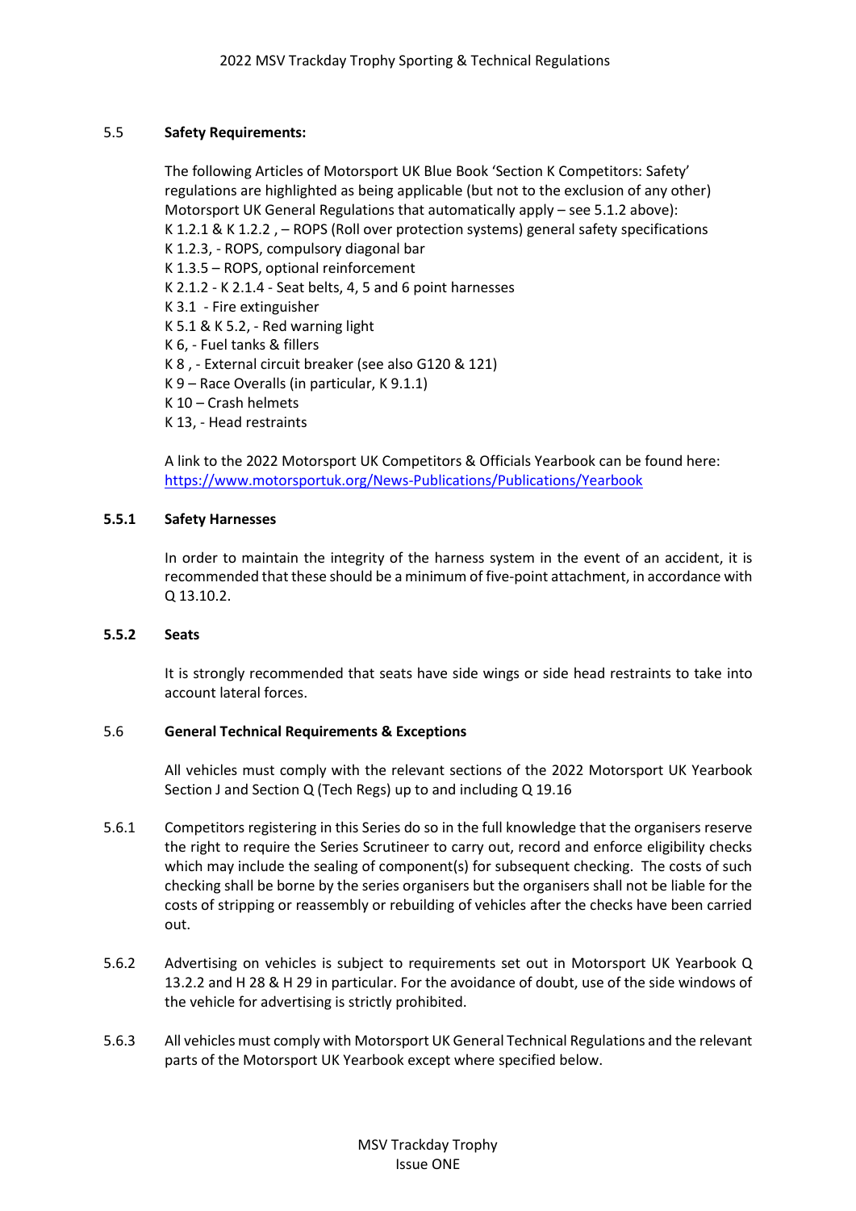## 5.5 Safety Requirements:

The following Articles of Motorsport UK Blue Book 'Section K Competitors: Safety' regulations are highlighted as being applicable (but not to the exclusion of any other) Motorsport UK General Regulations that automatically apply – see 5.1.2 above):

K 1.2.1 & K 1.2.2 , – ROPS (Roll over protection systems) general safety specifications
K 1.2.3, - ROPS, compulsory diagonal bar
K 1.3.5 – ROPS, optional reinforcement
K 2.1.2 - K 2.1.4 - Seat belts, 4, 5 and 6 point harnesses
K 3.1 - Fire extinguisher
K 5.1 & K 5.2, - Red warning light
K 6, - Fuel tanks & fillers
K 8 , - External circuit breaker (see also G120 & 121)
K 9 – Race Overalls (in particular, K 9.1.1)
K 10 – Crash helmets
K 13, - Head restraints

A link to the 2022 Motorsport UK Competitors & Officials Yearbook can be found here: https://www.motorsportuk.org/News-Publications/Publications/Yearbook

### 5.5.1 Safety Harnesses

In order to maintain the integrity of the harness system in the event of an accident, it is recommended that these should be a minimum of five-point attachment, in accordance with Q 13.10.2.

### 5.5.2 Seats

It is strongly recommended that seats have side wings or side head restraints to take into account lateral forces.

## 5.6 General Technical Requirements & Exceptions

All vehicles must comply with the relevant sections of the 2022 Motorsport UK Yearbook Section J and Section Q (Tech Regs) up to and including Q 19.16

5.6.1 Competitors registering in this Series do so in the full knowledge that the organisers reserve the right to require the Series Scrutineer to carry out, record and enforce eligibility checks which may include the sealing of component(s) for subsequent checking. The costs of such checking shall be borne by the series organisers but the organisers shall not be liable for the costs of stripping or reassembly or rebuilding of vehicles after the checks have been carried out.

5.6.2 Advertising on vehicles is subject to requirements set out in Motorsport UK Yearbook Q 13.2.2 and H 28 & H 29 in particular. For the avoidance of doubt, use of the side windows of the vehicle for advertising is strictly prohibited.

5.6.3 All vehicles must comply with Motorsport UK General Technical Regulations and the relevant parts of the Motorsport UK Yearbook except where specified below.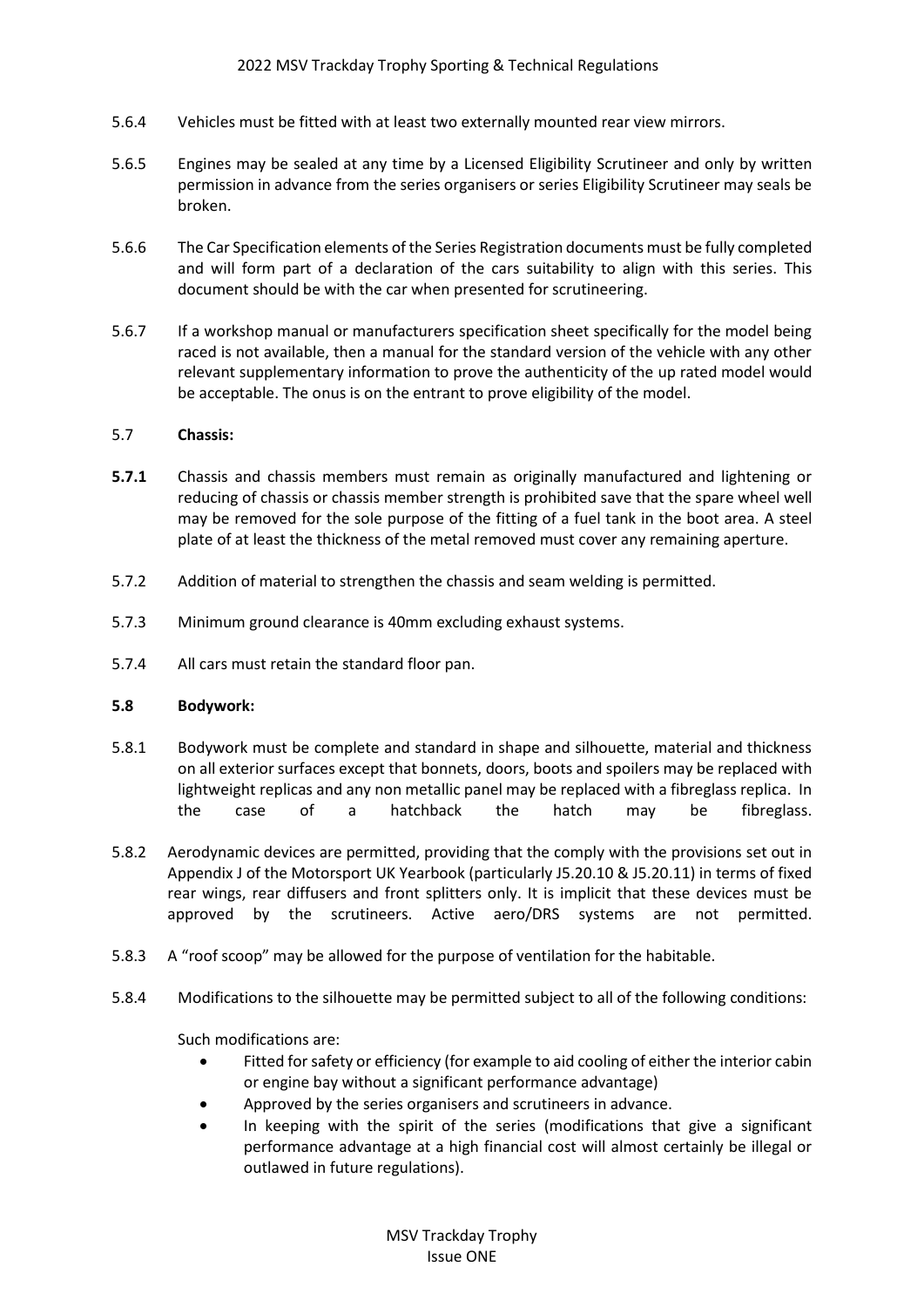5.6.4 Vehicles must be fitted with at least two externally mounted rear view mirrors.

5.6.5 Engines may be sealed at any time by a Licensed Eligibility Scrutineer and only by written permission in advance from the series organisers or series Eligibility Scrutineer may seals be broken.

5.6.6 The Car Specification elements of the Series Registration documents must be fully completed and will form part of a declaration of the cars suitability to align with this series. This document should be with the car when presented for scrutineering.

5.6.7 If a workshop manual or manufacturers specification sheet specifically for the model being raced is not available, then a manual for the standard version of the vehicle with any other relevant supplementary information to prove the authenticity of the up rated model would be acceptable. The onus is on the entrant to prove eligibility of the model.

5.7 **Chassis:**

**5.7.1** Chassis and chassis members must remain as originally manufactured and lightening or reducing of chassis or chassis member strength is prohibited save that the spare wheel well may be removed for the sole purpose of the fitting of a fuel tank in the boot area. A steel plate of at least the thickness of the metal removed must cover any remaining aperture.

5.7.2 Addition of material to strengthen the chassis and seam welding is permitted.

5.7.3 Minimum ground clearance is 40mm excluding exhaust systems.

5.7.4 All cars must retain the standard floor pan.

**5.8 Bodywork:**

5.8.1 Bodywork must be complete and standard in shape and silhouette, material and thickness on all exterior surfaces except that bonnets, doors, boots and spoilers may be replaced with lightweight replicas and any non metallic panel may be replaced with a fibreglass replica. In the case of a hatchback the hatch may be fibreglass.

5.8.2 Aerodynamic devices are permitted, providing that the comply with the provisions set out in Appendix J of the Motorsport UK Yearbook (particularly J5.20.10 & J5.20.11) in terms of fixed rear wings, rear diffusers and front splitters only. It is implicit that these devices must be approved by the scrutineers. Active aero/DRS systems are not permitted.

5.8.3 A "roof scoop" may be allowed for the purpose of ventilation for the habitable.

5.8.4 Modifications to the silhouette may be permitted subject to all of the following conditions:

Such modifications are:

- Fitted for safety or efficiency (for example to aid cooling of either the interior cabin or engine bay without a significant performance advantage)
- Approved by the series organisers and scrutineers in advance.
- In keeping with the spirit of the series (modifications that give a significant performance advantage at a high financial cost will almost certainly be illegal or outlawed in future regulations).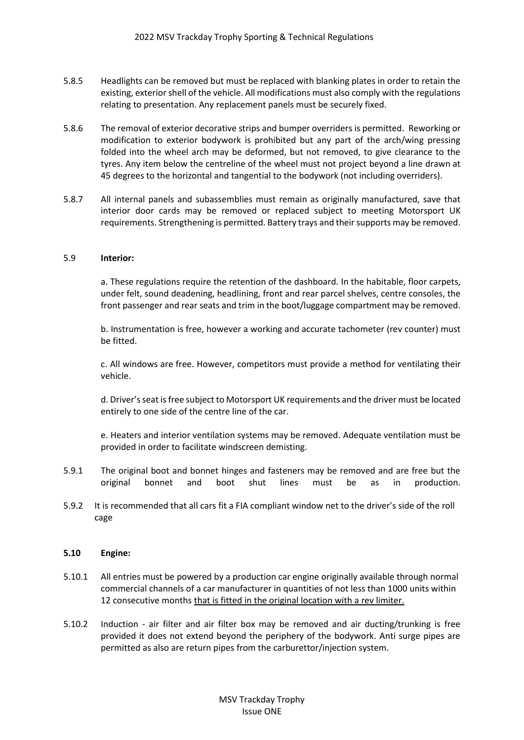5.8.5 Headlights can be removed but must be replaced with blanking plates in order to retain the existing, exterior shell of the vehicle. All modifications must also comply with the regulations relating to presentation. Any replacement panels must be securely fixed.

5.8.6 The removal of exterior decorative strips and bumper overriders is permitted. Reworking or modification to exterior bodywork is prohibited but any part of the arch/wing pressing folded into the wheel arch may be deformed, but not removed, to give clearance to the tyres. Any item below the centreline of the wheel must not project beyond a line drawn at 45 degrees to the horizontal and tangential to the bodywork (not including overriders).

5.8.7 All internal panels and subassemblies must remain as originally manufactured, save that interior door cards may be removed or replaced subject to meeting Motorsport UK requirements. Strengthening is permitted. Battery trays and their supports may be removed.

5.9 **Interior:**

a. These regulations require the retention of the dashboard. In the habitable, floor carpets, under felt, sound deadening, headlining, front and rear parcel shelves, centre consoles, the front passenger and rear seats and trim in the boot/luggage compartment may be removed.

b. Instrumentation is free, however a working and accurate tachometer (rev counter) must be fitted.

c. All windows are free. However, competitors must provide a method for ventilating their vehicle.

d. Driver's seat is free subject to Motorsport UK requirements and the driver must be located entirely to one side of the centre line of the car.

e. Heaters and interior ventilation systems may be removed. Adequate ventilation must be provided in order to facilitate windscreen demisting.

5.9.1 The original boot and bonnet hinges and fasteners may be removed and are free but the original bonnet and boot shut lines must be as in production.

5.9.2 It is recommended that all cars fit a FIA compliant window net to the driver's side of the roll cage

**5.10 Engine:**

5.10.1 All entries must be powered by a production car engine originally available through normal commercial channels of a car manufacturer in quantities of not less than 1000 units within 12 consecutive months <u>that is fitted in the original location with a rev limiter.</u>

5.10.2 Induction - air filter and air filter box may be removed and air ducting/trunking is free provided it does not extend beyond the periphery of the bodywork. Anti surge pipes are permitted as also are return pipes from the carburettor/injection system.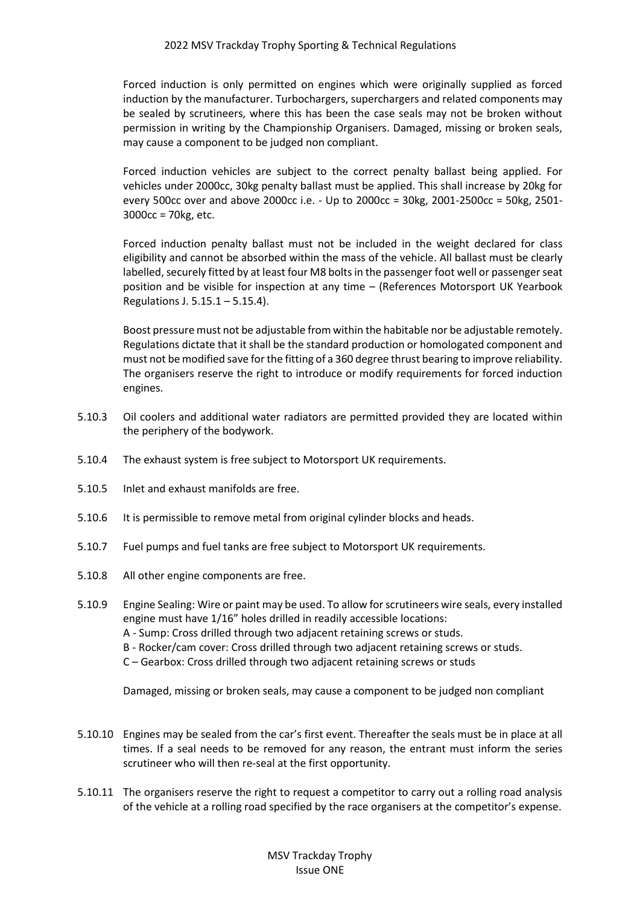Forced induction is only permitted on engines which were originally supplied as forced induction by the manufacturer. Turbochargers, superchargers and related components may be sealed by scrutineers, where this has been the case seals may not be broken without permission in writing by the Championship Organisers. Damaged, missing or broken seals, may cause a component to be judged non compliant.

Forced induction vehicles are subject to the correct penalty ballast being applied. For vehicles under 2000cc, 30kg penalty ballast must be applied. This shall increase by 20kg for every 500cc over and above 2000cc i.e. - Up to 2000cc = 30kg, 2001-2500cc = 50kg, 2501-3000cc = 70kg, etc.

Forced induction penalty ballast must not be included in the weight declared for class eligibility and cannot be absorbed within the mass of the vehicle. All ballast must be clearly labelled, securely fitted by at least four M8 bolts in the passenger foot well or passenger seat position and be visible for inspection at any time – (References Motorsport UK Yearbook Regulations J. 5.15.1 – 5.15.4).

Boost pressure must not be adjustable from within the habitable nor be adjustable remotely. Regulations dictate that it shall be the standard production or homologated component and must not be modified save for the fitting of a 360 degree thrust bearing to improve reliability. The organisers reserve the right to introduce or modify requirements for forced induction engines.

5.10.3 Oil coolers and additional water radiators are permitted provided they are located within the periphery of the bodywork.

5.10.4 The exhaust system is free subject to Motorsport UK requirements.

5.10.5 Inlet and exhaust manifolds are free.

5.10.6 It is permissible to remove metal from original cylinder blocks and heads.

5.10.7 Fuel pumps and fuel tanks are free subject to Motorsport UK requirements.

5.10.8 All other engine components are free.

5.10.9 Engine Sealing: Wire or paint may be used. To allow for scrutineers wire seals, every installed engine must have 1/16” holes drilled in readily accessible locations:
A - Sump: Cross drilled through two adjacent retaining screws or studs.
B - Rocker/cam cover: Cross drilled through two adjacent retaining screws or studs.
C – Gearbox: Cross drilled through two adjacent retaining screws or studs

Damaged, missing or broken seals, may cause a component to be judged non compliant

5.10.10 Engines may be sealed from the car’s first event. Thereafter the seals must be in place at all times. If a seal needs to be removed for any reason, the entrant must inform the series scrutineer who will then re-seal at the first opportunity.

5.10.11 The organisers reserve the right to request a competitor to carry out a rolling road analysis of the vehicle at a rolling road specified by the race organisers at the competitor’s expense.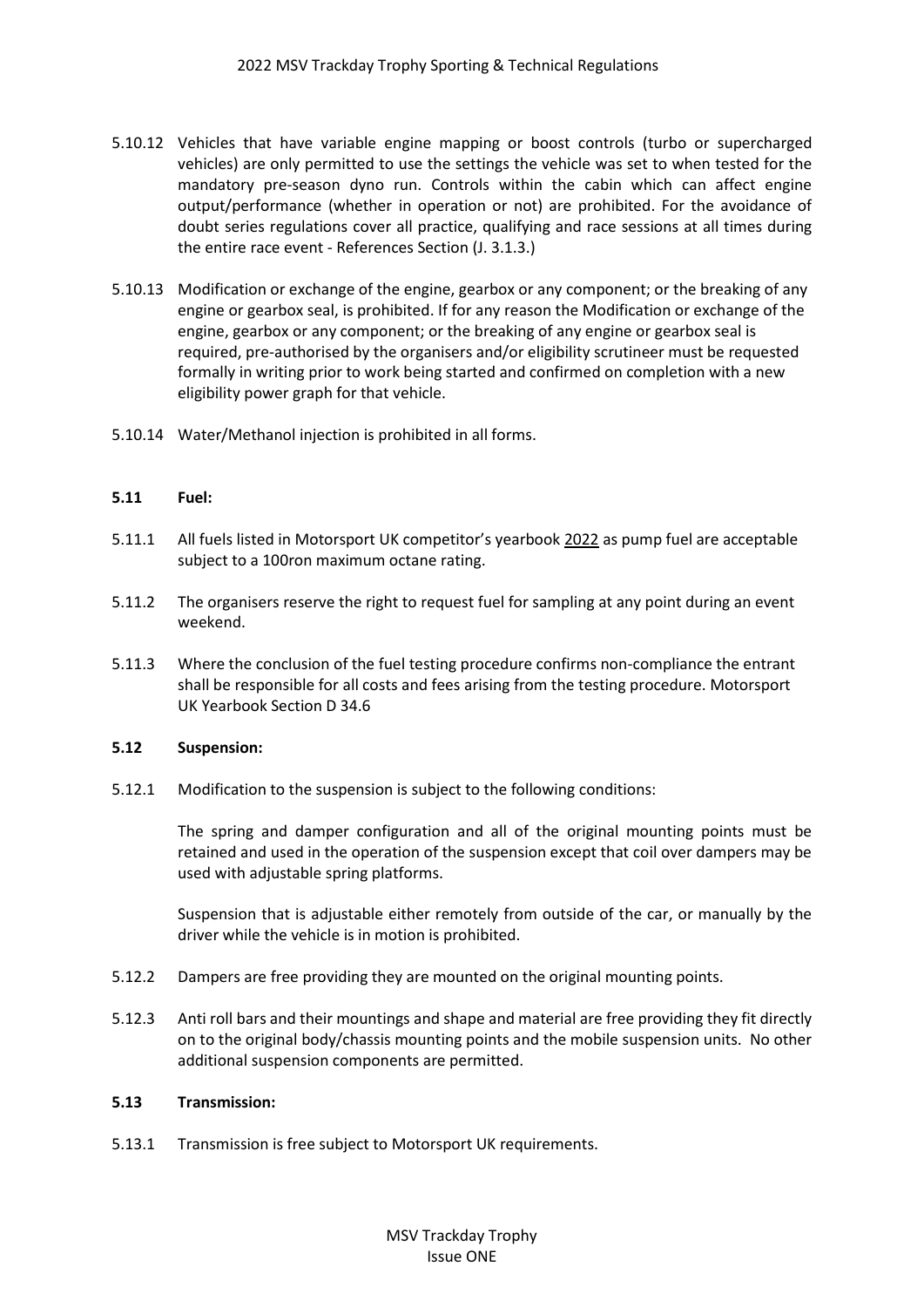5.10.12 Vehicles that have variable engine mapping or boost controls (turbo or supercharged vehicles) are only permitted to use the settings the vehicle was set to when tested for the mandatory pre-season dyno run. Controls within the cabin which can affect engine output/performance (whether in operation or not) are prohibited. For the avoidance of doubt series regulations cover all practice, qualifying and race sessions at all times during the entire race event - References Section (J. 3.1.3.)

5.10.13 Modification or exchange of the engine, gearbox or any component; or the breaking of any engine or gearbox seal, is prohibited. If for any reason the Modification or exchange of the engine, gearbox or any component; or the breaking of any engine or gearbox seal is required, pre-authorised by the organisers and/or eligibility scrutineer must be requested formally in writing prior to work being started and confirmed on completion with a new eligibility power graph for that vehicle.

5.10.14 Water/Methanol injection is prohibited in all forms.

**5.11 Fuel:**

5.11.1 All fuels listed in Motorsport UK competitor's yearbook 2022 as pump fuel are acceptable subject to a 100ron maximum octane rating.

5.11.2 The organisers reserve the right to request fuel for sampling at any point during an event weekend.

5.11.3 Where the conclusion of the fuel testing procedure confirms non-compliance the entrant shall be responsible for all costs and fees arising from the testing procedure. Motorsport UK Yearbook Section D 34.6

**5.12 Suspension:**

5.12.1 Modification to the suspension is subject to the following conditions:

The spring and damper configuration and all of the original mounting points must be retained and used in the operation of the suspension except that coil over dampers may be used with adjustable spring platforms.

Suspension that is adjustable either remotely from outside of the car, or manually by the driver while the vehicle is in motion is prohibited.

5.12.2 Dampers are free providing they are mounted on the original mounting points.

5.12.3 Anti roll bars and their mountings and shape and material are free providing they fit directly on to the original body/chassis mounting points and the mobile suspension units. No other additional suspension components are permitted.

**5.13 Transmission:**

5.13.1 Transmission is free subject to Motorsport UK requirements.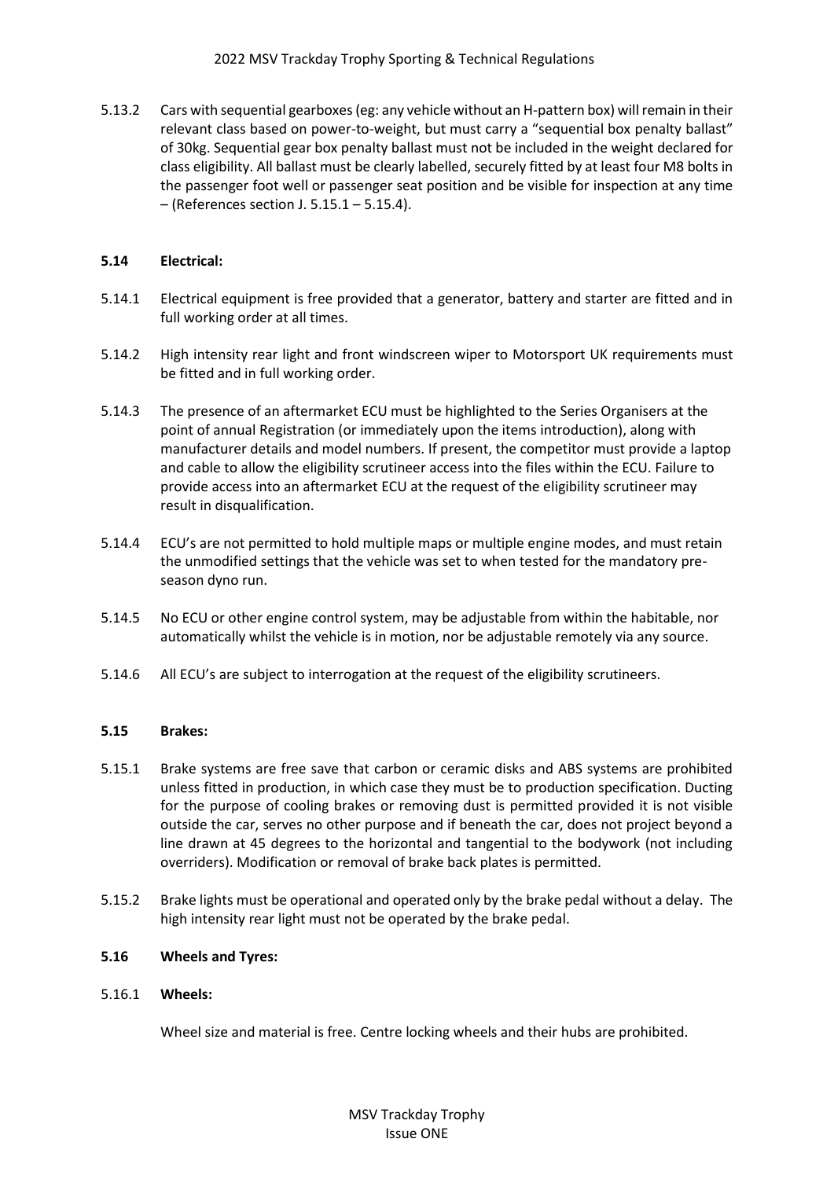5.13.2 Cars with sequential gearboxes (eg: any vehicle without an H-pattern box) will remain in their relevant class based on power-to-weight, but must carry a "sequential box penalty ballast" of 30kg. Sequential gear box penalty ballast must not be included in the weight declared for class eligibility. All ballast must be clearly labelled, securely fitted by at least four M8 bolts in the passenger foot well or passenger seat position and be visible for inspection at any time – (References section J. 5.15.1 – 5.15.4).

### 5.14 Electrical:

5.14.1 Electrical equipment is free provided that a generator, battery and starter are fitted and in full working order at all times.

5.14.2 High intensity rear light and front windscreen wiper to Motorsport UK requirements must be fitted and in full working order.

5.14.3 The presence of an aftermarket ECU must be highlighted to the Series Organisers at the point of annual Registration (or immediately upon the items introduction), along with manufacturer details and model numbers. If present, the competitor must provide a laptop and cable to allow the eligibility scrutineer access into the files within the ECU. Failure to provide access into an aftermarket ECU at the request of the eligibility scrutineer may result in disqualification.

5.14.4 ECU's are not permitted to hold multiple maps or multiple engine modes, and must retain the unmodified settings that the vehicle was set to when tested for the mandatory pre-season dyno run.

5.14.5 No ECU or other engine control system, may be adjustable from within the habitable, nor automatically whilst the vehicle is in motion, nor be adjustable remotely via any source.

5.14.6 All ECU's are subject to interrogation at the request of the eligibility scrutineers.

### 5.15 Brakes:

5.15.1 Brake systems are free save that carbon or ceramic disks and ABS systems are prohibited unless fitted in production, in which case they must be to production specification. Ducting for the purpose of cooling brakes or removing dust is permitted provided it is not visible outside the car, serves no other purpose and if beneath the car, does not project beyond a line drawn at 45 degrees to the horizontal and tangential to the bodywork (not including overriders). Modification or removal of brake back plates is permitted.

5.15.2 Brake lights must be operational and operated only by the brake pedal without a delay. The high intensity rear light must not be operated by the brake pedal.

### 5.16 Wheels and Tyres:

5.16.1 **Wheels:**

Wheel size and material is free. Centre locking wheels and their hubs are prohibited.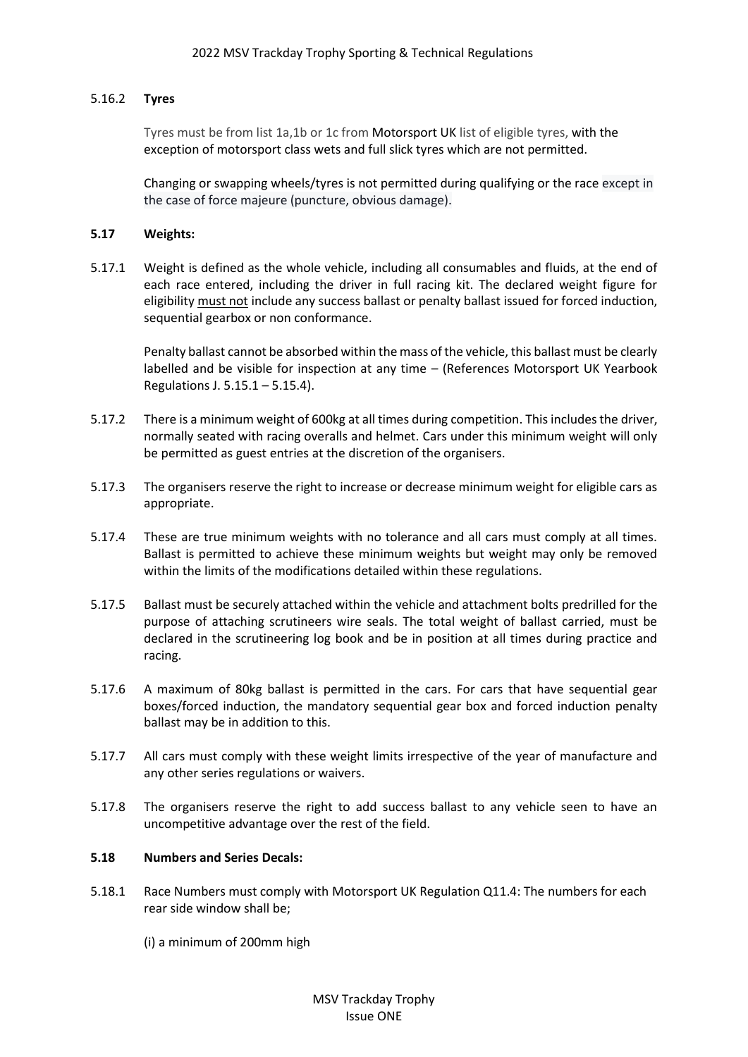#### 5.16.2 **Tyres**

Tyres must be from list 1a,1b or 1c from Motorsport UK list of eligible tyres, with the exception of motorsport class wets and full slick tyres which are not permitted.

Changing or swapping wheels/tyres is not permitted during qualifying or the race except in the case of force majeure (puncture, obvious damage).

### 5.17 Weights:

5.17.1 Weight is defined as the whole vehicle, including all consumables and fluids, at the end of each race entered, including the driver in full racing kit. The declared weight figure for eligibility must not include any success ballast or penalty ballast issued for forced induction, sequential gearbox or non conformance.

Penalty ballast cannot be absorbed within the mass of the vehicle, this ballast must be clearly labelled and be visible for inspection at any time – (References Motorsport UK Yearbook Regulations J. 5.15.1 – 5.15.4).

5.17.2 There is a minimum weight of 600kg at all times during competition. This includes the driver, normally seated with racing overalls and helmet. Cars under this minimum weight will only be permitted as guest entries at the discretion of the organisers.

5.17.3 The organisers reserve the right to increase or decrease minimum weight for eligible cars as appropriate.

5.17.4 These are true minimum weights with no tolerance and all cars must comply at all times. Ballast is permitted to achieve these minimum weights but weight may only be removed within the limits of the modifications detailed within these regulations.

5.17.5 Ballast must be securely attached within the vehicle and attachment bolts predrilled for the purpose of attaching scrutineers wire seals. The total weight of ballast carried, must be declared in the scrutineering log book and be in position at all times during practice and racing.

5.17.6 A maximum of 80kg ballast is permitted in the cars. For cars that have sequential gear boxes/forced induction, the mandatory sequential gear box and forced induction penalty ballast may be in addition to this.

5.17.7 All cars must comply with these weight limits irrespective of the year of manufacture and any other series regulations or waivers.

5.17.8 The organisers reserve the right to add success ballast to any vehicle seen to have an uncompetitive advantage over the rest of the field.

### 5.18 Numbers and Series Decals:

5.18.1 Race Numbers must comply with Motorsport UK Regulation Q11.4: The numbers for each rear side window shall be;

(i) a minimum of 200mm high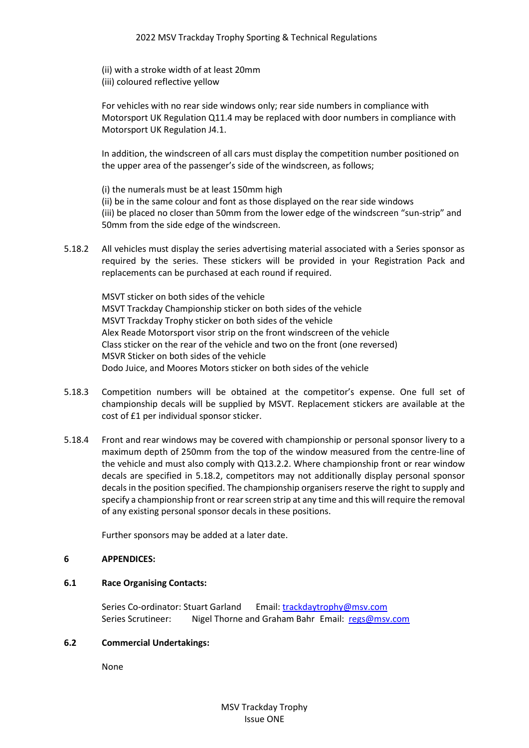(ii) with a stroke width of at least 20mm
(iii) coloured reflective yellow

For vehicles with no rear side windows only; rear side numbers in compliance with Motorsport UK Regulation Q11.4 may be replaced with door numbers in compliance with Motorsport UK Regulation J4.1.

In addition, the windscreen of all cars must display the competition number positioned on the upper area of the passenger's side of the windscreen, as follows;

(i) the numerals must be at least 150mm high
(ii) be in the same colour and font as those displayed on the rear side windows
(iii) be placed no closer than 50mm from the lower edge of the windscreen "sun-strip" and 50mm from the side edge of the windscreen.

5.18.2 All vehicles must display the series advertising material associated with a Series sponsor as required by the series. These stickers will be provided in your Registration Pack and replacements can be purchased at each round if required.

MSVT sticker on both sides of the vehicle
MSVT Trackday Championship sticker on both sides of the vehicle
MSVT Trackday Trophy sticker on both sides of the vehicle
Alex Reade Motorsport visor strip on the front windscreen of the vehicle
Class sticker on the rear of the vehicle and two on the front (one reversed)
MSVR Sticker on both sides of the vehicle
Dodo Juice, and Moores Motors sticker on both sides of the vehicle

5.18.3 Competition numbers will be obtained at the competitor's expense. One full set of championship decals will be supplied by MSVT. Replacement stickers are available at the cost of £1 per individual sponsor sticker.

5.18.4 Front and rear windows may be covered with championship or personal sponsor livery to a maximum depth of 250mm from the top of the window measured from the centre-line of the vehicle and must also comply with Q13.2.2. Where championship front or rear window decals are specified in 5.18.2, competitors may not additionally display personal sponsor decals in the position specified. The championship organisers reserve the right to supply and specify a championship front or rear screen strip at any time and this will require the removal of any existing personal sponsor decals in these positions.

Further sponsors may be added at a later date.

## 6 APPENDICES:

### 6.1 Race Organising Contacts:

Series Co-ordinator: Stuart Garland Email: trackdaytrophy@msv.com
Series Scrutineer: Nigel Thorne and Graham Bahr Email: regs@msv.com

### 6.2 Commercial Undertakings:

None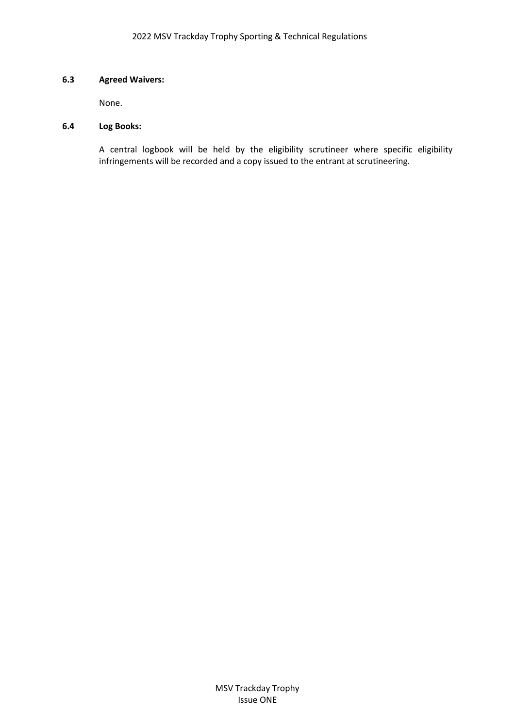### 6.3 Agreed Waivers:

None.

### 6.4 Log Books:

A central logbook will be held by the eligibility scrutineer where specific eligibility infringements will be recorded and a copy issued to the entrant at scrutineering.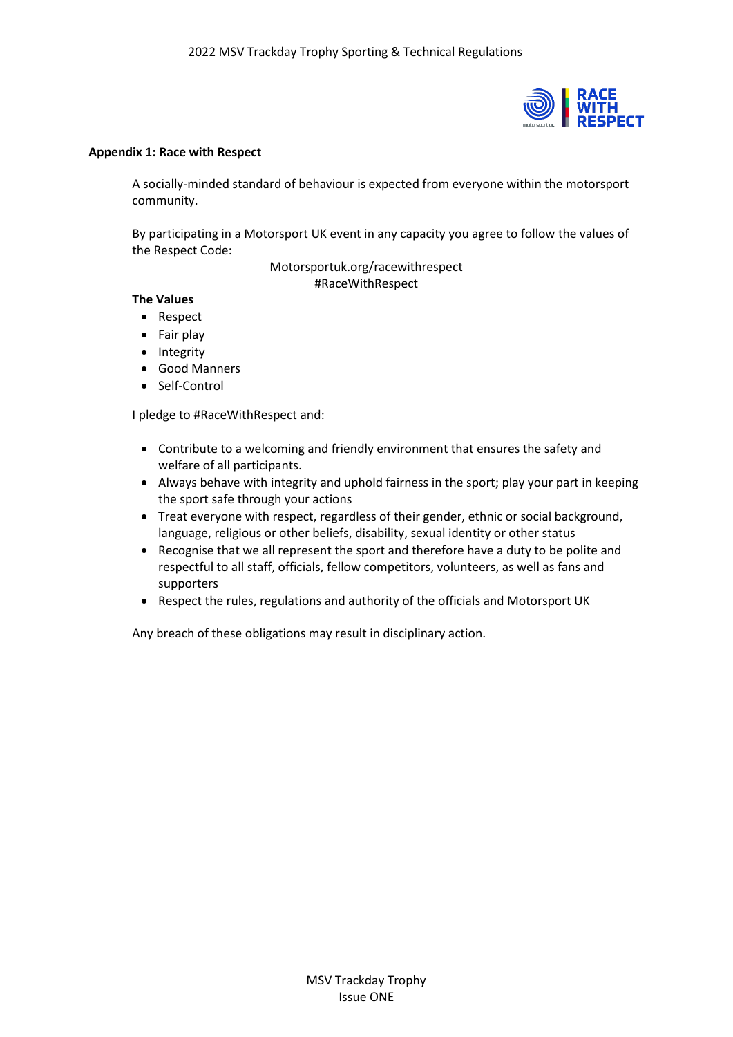## Appendix 1: Race with Respect

A socially-minded standard of behaviour is expected from everyone within the motorsport community.

By participating in a Motorsport UK event in any capacity you agree to follow the values of the Respect Code:

Motorsportuk.org/racewithrespect
#RaceWithRespect

**The Values**

- Respect
- Fair play
- Integrity
- Good Manners
- Self-Control

I pledge to #RaceWithRespect and:

- Contribute to a welcoming and friendly environment that ensures the safety and welfare of all participants.
- Always behave with integrity and uphold fairness in the sport; play your part in keeping the sport safe through your actions
- Treat everyone with respect, regardless of their gender, ethnic or social background, language, religious or other beliefs, disability, sexual identity or other status
- Recognise that we all represent the sport and therefore have a duty to be polite and respectful to all staff, officials, fellow competitors, volunteers, as well as fans and supporters
- Respect the rules, regulations and authority of the officials and Motorsport UK

Any breach of these obligations may result in disciplinary action.